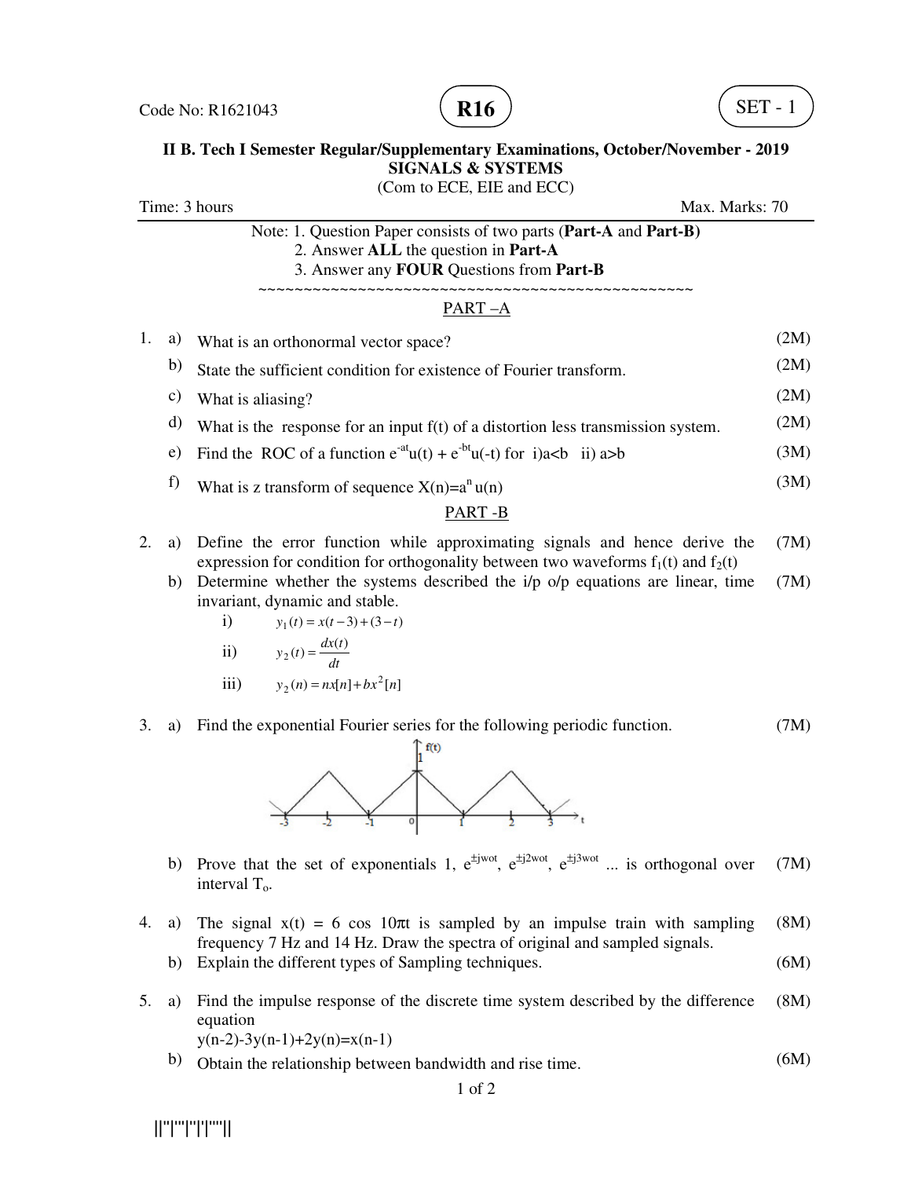Code No: R1621043

**R16**

SET - 1

**II B. Tech I Semester Regular/Supplementary Examinations, October/November - 2019**
**SIGNALS & SYSTEMS**
(Com to ECE, EIE and ECC)

Time: 3 hours Max. Marks: 70

Note: 1. Question Paper consists of two parts (**Part-A** and **Part-B)**
2. Answer **ALL** the question in **Part-A**
3. Answer any **FOUR** Questions from **Part-B**

~~~~~~~~~~~~~~~~~~~~~~~~~~~~~~~~~~~~~~~~~~~~~~~~~~~~

PART –A

1. a) What is an orthonormal vector space? (2M)
   b) State the sufficient condition for existence of Fourier transform. (2M)
   c) What is aliasing? (2M)
   d) What is the response for an input f(t) of a distortion less transmission system. (2M)
   e) Find the ROC of a function $e^{-at}u(t) + e^{-bt}u(-t)$ for i) $a<b$ ii) $a>b$ (3M)
   f) What is z transform of sequence $X(n)=a^n u(n)$ (3M)

PART -B

2. a) Define the error function while approximating signals and hence derive the expression for condition for orthogonality between two waveforms $f_1(t)$ and $f_2(t)$ (7M)
   b) Determine whether the systems described the i/p o/p equations are linear, time invariant, dynamic and stable. (7M)
      i) $y_1(t) = x(t-3) + (3-t)$
      ii) $y_2(t) = \frac{dx(t)}{dt}$
      iii) $y_2(n) = nx[n] + bx^2[n]$

3. a) Find the exponential Fourier series for the following periodic function. (7M)

   b) Prove that the set of exponentials 1, $e^{\pm jw_0t}$, $e^{\pm j2w_0t}$, $e^{\pm j3w_0t}$ ... is orthogonal over interval $T_o$. (7M)

4. a) The signal $x(t) = 6 \cos 10\pi t$ is sampled by an impulse train with sampling frequency 7 Hz and 14 Hz. Draw the spectra of original and sampled signals. (8M)
   b) Explain the different types of Sampling techniques. (6M)

5. a) Find the impulse response of the discrete time system described by the difference equation (8M)
      $y(n-2)-3y(n-1)+2y(n)=x(n-1)$
   b) Obtain the relationship between bandwidth and rise time. (6M)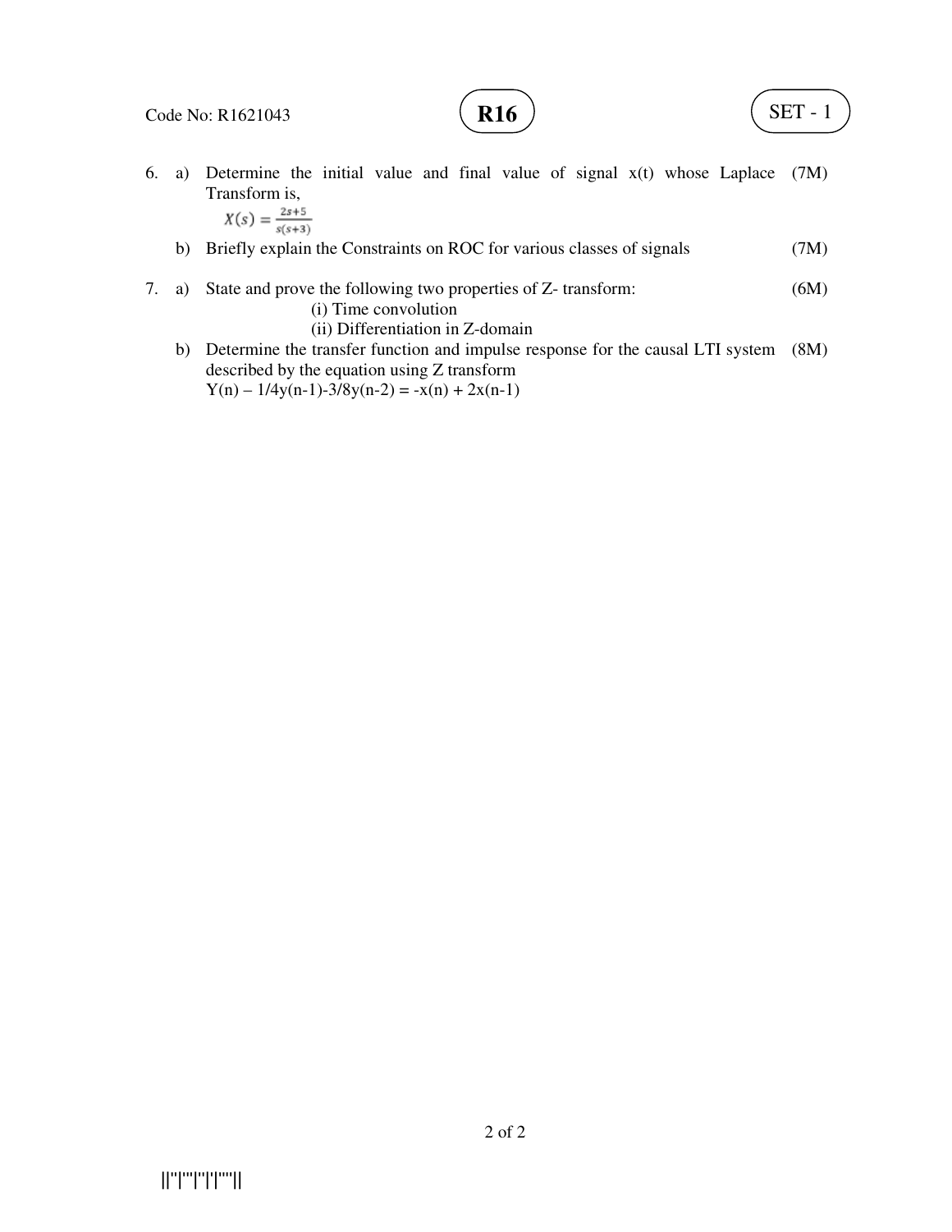6. a) Determine the initial value and final value of signal x(t) whose Laplace Transform is, (7M)

$$X(s) = \frac{2s+5}{s(s+3)}$$

   b) Briefly explain the Constraints on ROC for various classes of signals (7M)

7. a) State and prove the following two properties of Z- transform: (6M)

      (i) Time convolution

      (ii) Differentiation in Z-domain

   b) Determine the transfer function and impulse response for the causal LTI system described by the equation using Z transform (8M)

      $Y(n) - 1/4y(n-1) - 3/8y(n-2) = -x(n) + 2x(n-1)$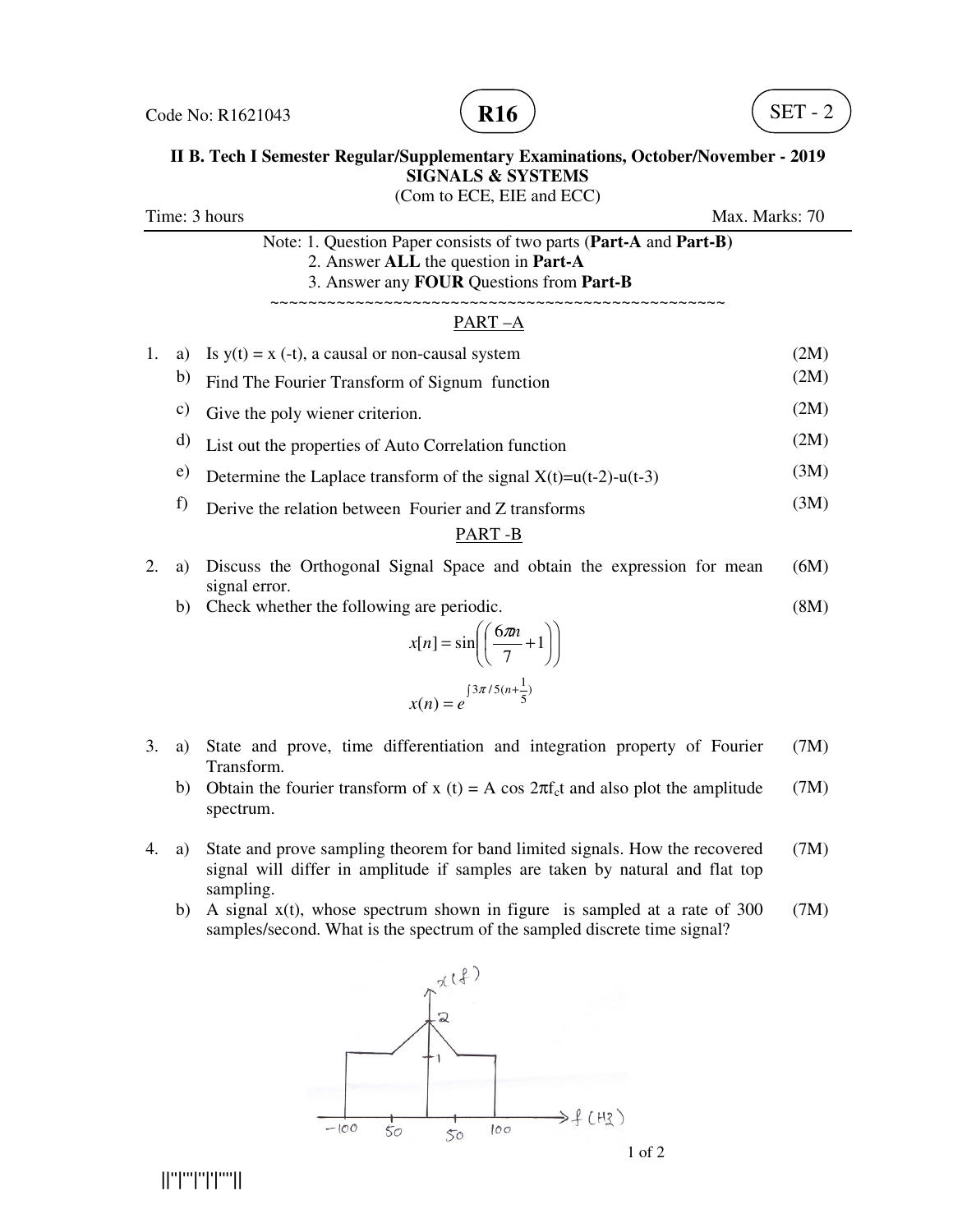Code No: R1621043

**R16**

SET - 2

**II B. Tech I Semester Regular/Supplementary Examinations, October/November - 2019**

**SIGNALS & SYSTEMS**

(Com to ECE, EIE and ECC)

Time: 3 hours Max. Marks: 70

Note: 1. Question Paper consists of two parts (**Part-A** and **Part-B)**

2. Answer **ALL** the question in **Part-A**

3. Answer any **FOUR** Questions from **Part-B**

~~~~~~~~~~~~~~~~~~~~~~~~~~~~~~~~~~~~~~~~~~~~~~~~~~

PART –A

1. a) Is y(t) = x (-t), a causal or non-causal system (2M)

   b) Find The Fourier Transform of Signum function (2M)

   c) Give the poly wiener criterion. (2M)

   d) List out the properties of Auto Correlation function (2M)

   e) Determine the Laplace transform of the signal X(t)=u(t-2)-u(t-3) (3M)

   f) Derive the relation between Fourier and Z transforms (3M)

PART -B

2. a) Discuss the Orthogonal Signal Space and obtain the expression for mean signal error. (6M)

   b) Check whether the following are periodic. (8M)

$$x[n] = \sin\left(\left(\frac{6\pi n}{7} + 1\right)\right)$$

$$x(n) = e^{j3\pi/5(n+\frac{1}{5})}$$

3. a) State and prove, time differentiation and integration property of Fourier Transform. (7M)

   b) Obtain the fourier transform of x (t) = A cos $2\pi f_c t$ and also plot the amplitude spectrum. (7M)

4. a) State and prove sampling theorem for band limited signals. How the recovered signal will differ in amplitude if samples are taken by natural and flat top sampling. (7M)

   b) A signal x(t), whose spectrum shown in figure is sampled at a rate of 300 samples/second. What is the spectrum of the sampled discrete time signal? (7M)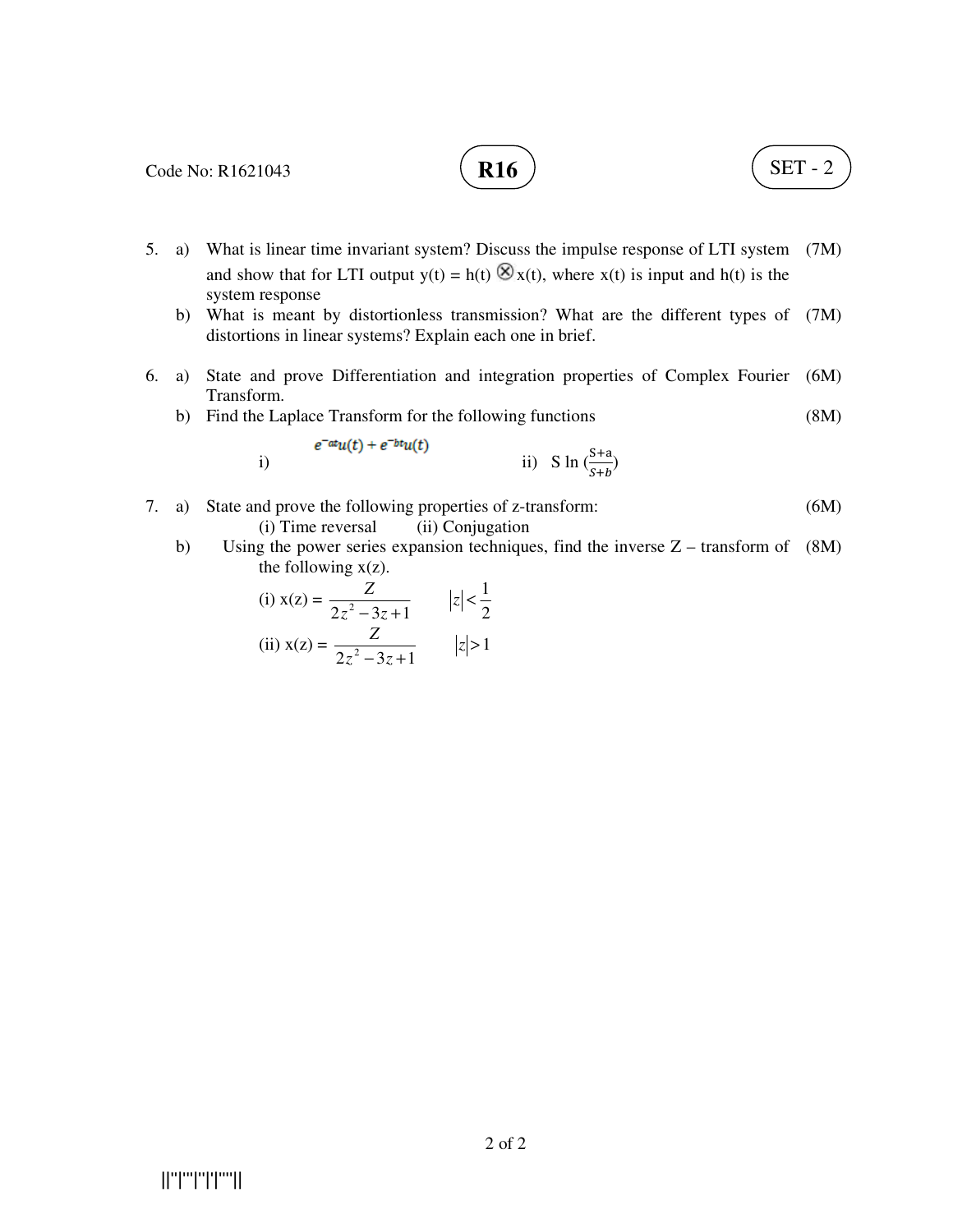Code No: R1621043 **R16** SET - 2

5\. a) What is linear time invariant system? Discuss the impulse response of LTI system and show that for LTI output $y(t) = h(t) \otimes x(t)$, where $x(t)$ is input and $h(t)$ is the system response (7M)

b) What is meant by distortionless transmission? What are the different types of distortions in linear systems? Explain each one in brief. (7M)

6\. a) State and prove Differentiation and integration properties of Complex Fourier Transform. (6M)

b) Find the Laplace Transform for the following functions (8M)

i) $e^{-at}u(t) + e^{-bt}u(t)$ ii) $S \ln\left(\frac{S+a}{S+b}\right)$

7\. a) State and prove the following properties of z-transform: (6M)

(i) Time reversal (ii) Conjugation

b) Using the power series expansion techniques, find the inverse Z – transform of the following x(z). (8M)

(i) $x(z) = \dfrac{Z}{2z^2 - 3z + 1}$ $\quad |z| < \dfrac{1}{2}$

(ii) $x(z) = \dfrac{Z}{2z^2 - 3z + 1}$ $\quad |z| > 1$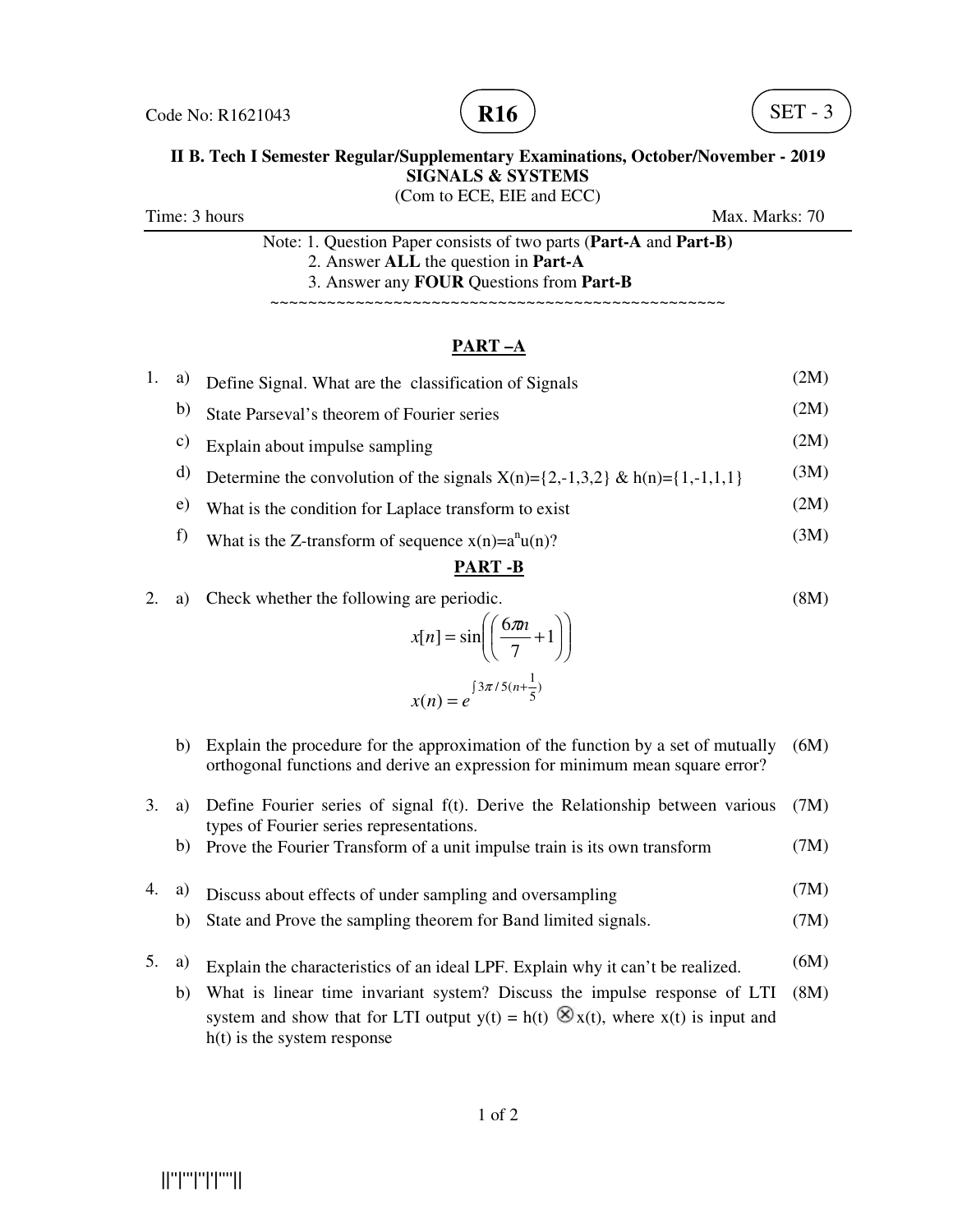Code No: R1621043 **R16** SET - 3

**II B. Tech I Semester Regular/Supplementary Examinations, October/November - 2019**
**SIGNALS & SYSTEMS**
(Com to ECE, EIE and ECC)

Time: 3 hours Max. Marks: 70

Note: 1. Question Paper consists of two parts (**Part-A** and **Part-B)**
2. Answer **ALL** the question in **Part-A**
3. Answer any **FOUR** Questions from **Part-B**

~~~~~~~~~~~~~~~~~~~~~~~~~~~~~~~~~~~~~~~~~~~~~~~~~~~~~

## PART –A

1. a) Define Signal. What are the classification of Signals (2M)
   b) State Parseval's theorem of Fourier series (2M)
   c) Explain about impulse sampling (2M)
   d) Determine the convolution of the signals X(n)={2,-1,3,2} & h(n)={1,-1,1,1} (3M)
   e) What is the condition for Laplace transform to exist (2M)
   f) What is the Z-transform of sequence $x(n)=a^n u(n)$? (3M)

## PART -B

2. a) Check whether the following are periodic. (8M)

$$x[n] = \sin\left(\left(\frac{6\pi n}{7}+1\right)\right)$$

$$x(n) = e^{j3\pi/5(n+\frac{1}{5})}$$

   b) Explain the procedure for the approximation of the function by a set of mutually orthogonal functions and derive an expression for minimum mean square error? (6M)

3. a) Define Fourier series of signal f(t). Derive the Relationship between various types of Fourier series representations. (7M)
   b) Prove the Fourier Transform of a unit impulse train is its own transform (7M)

4. a) Discuss about effects of under sampling and oversampling (7M)
   b) State and Prove the sampling theorem for Band limited signals. (7M)

5. a) Explain the characteristics of an ideal LPF. Explain why it can't be realized. (6M)
   b) What is linear time invariant system? Discuss the impulse response of LTI system and show that for LTI output $y(t) = h(t) \otimes x(t)$, where x(t) is input and h(t) is the system response (8M)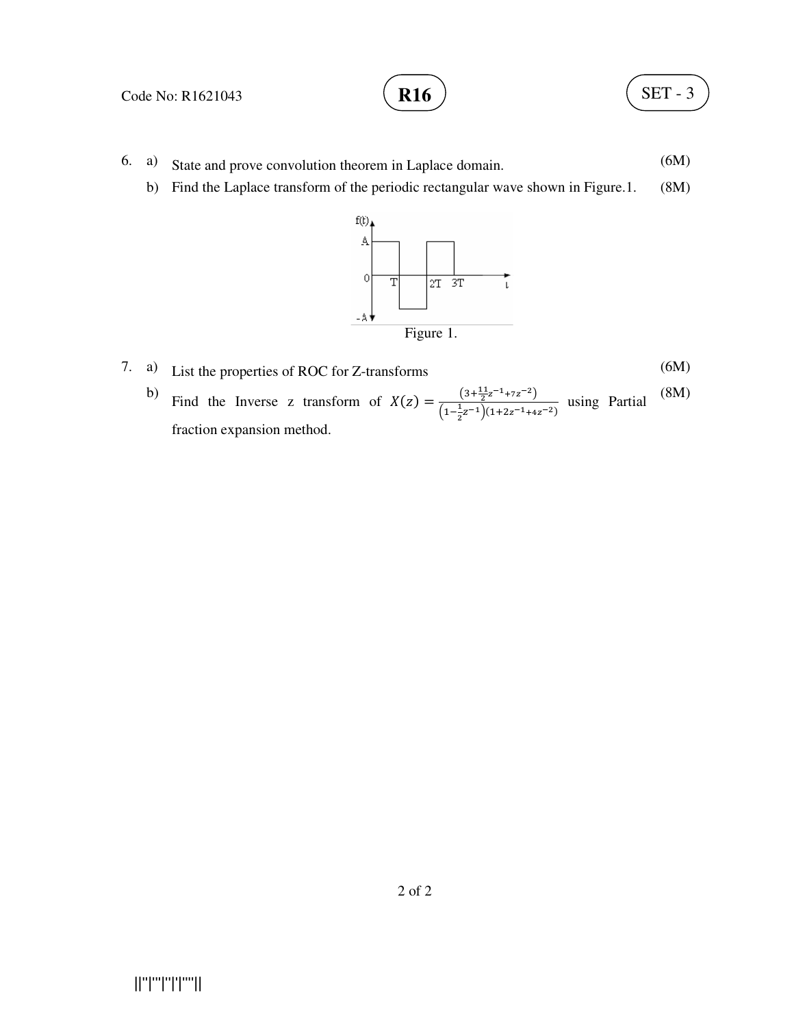6. a) State and prove convolution theorem in Laplace domain. (6M)

   b) Find the Laplace transform of the periodic rectangular wave shown in Figure.1. (8M)

Figure 1.

7. a) List the properties of ROC for Z-transforms (6M)

   b) Find the Inverse z transform of $X(z) = \frac{\left(3+\frac{11}{2}z^{-1}+7z^{-2}\right)}{\left(1-\frac{1}{2}z^{-1}\right)(1+2z^{-1}+4z^{-2})}$ using Partial fraction expansion method. (8M)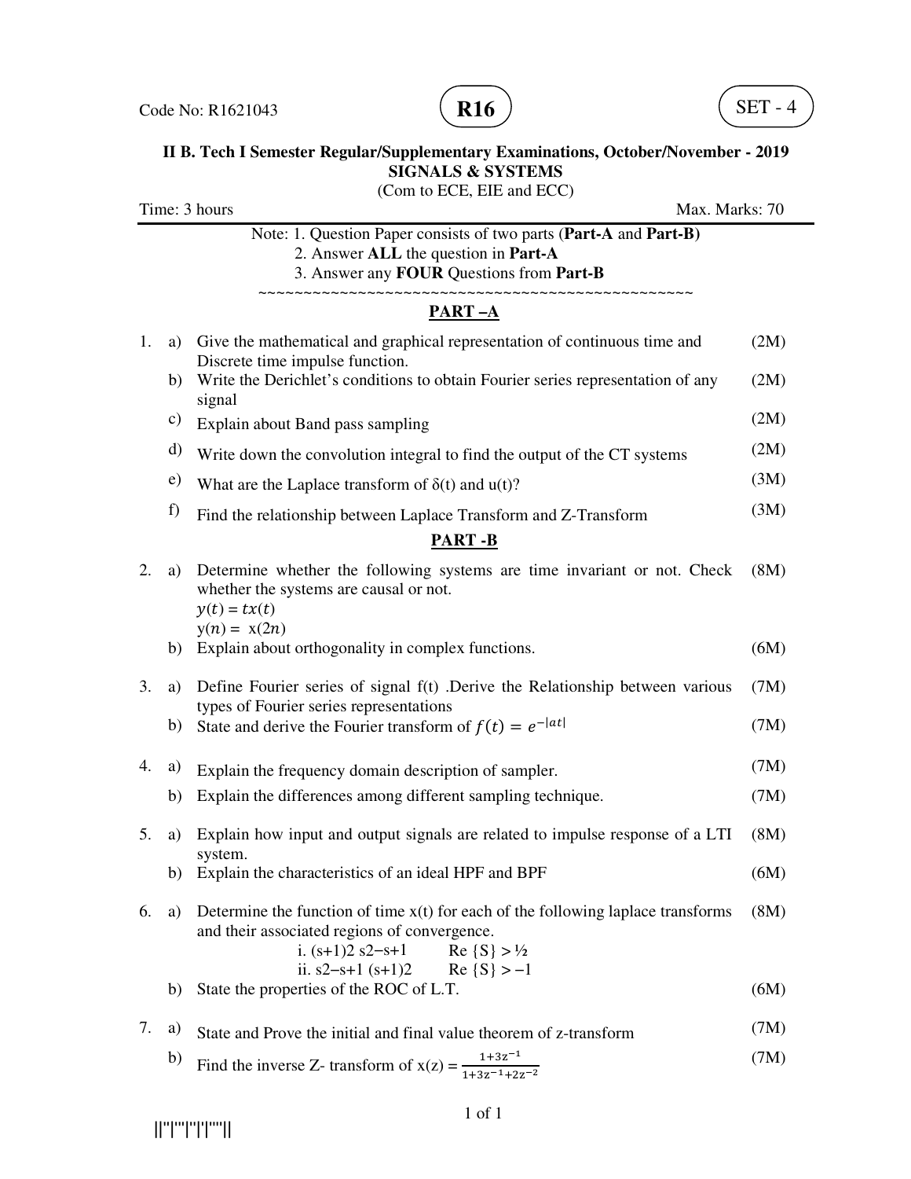Code No: R1621043 **R16** SET - 4

**II B. Tech I Semester Regular/Supplementary Examinations, October/November - 2019**
**SIGNALS & SYSTEMS**
(Com to ECE, EIE and ECC)

Time: 3 hours Max. Marks: 70

Note: 1. Question Paper consists of two parts (**Part-A** and **Part-B)**
2. Answer **ALL** the question in **Part-A**
3. Answer any **FOUR** Questions from **Part-B**

~~~~~~~~~~~~~~~~~~~~~~~~~~~~~~~~~~~~~~~~~~~~~~~~~~~~

## PART –A

1. a) Give the mathematical and graphical representation of continuous time and Discrete time impulse function. (2M)
   b) Write the Derichlet's conditions to obtain Fourier series representation of any signal (2M)
   c) Explain about Band pass sampling (2M)
   d) Write down the convolution integral to find the output of the CT systems (2M)
   e) What are the Laplace transform of δ(t) and u(t)? (3M)
   f) Find the relationship between Laplace Transform and Z-Transform (3M)

## PART -B

2. a) Determine whether the following systems are time invariant or not. Check whether the systems are causal or not. (8M)
   $y(t) = tx(t)$
   $y(n) = x(2n)$
   b) Explain about orthogonality in complex functions. (6M)

3. a) Define Fourier series of signal f(t) .Derive the Relationship between various types of Fourier series representations (7M)
   b) State and derive the Fourier transform of $f(t) = e^{-|at|}$ (7M)

4. a) Explain the frequency domain description of sampler. (7M)
   b) Explain the differences among different sampling technique. (7M)

5. a) Explain how input and output signals are related to impulse response of a LTI system. (8M)
   b) Explain the characteristics of an ideal HPF and BPF (6M)

6. a) Determine the function of time x(t) for each of the following laplace transforms and their associated regions of convergence. (8M)
   i. (s+1)2 s2−s+1 Re {S} > ½
   ii. s2−s+1 (s+1)2 Re {S} > −1
   b) State the properties of the ROC of L.T. (6M)

7. a) State and Prove the initial and final value theorem of z-transform (7M)
   b) Find the inverse Z- transform of x(z) = $\frac{1+3z^{-1}}{1+3z^{-1}+2z^{-2}}$ (7M)